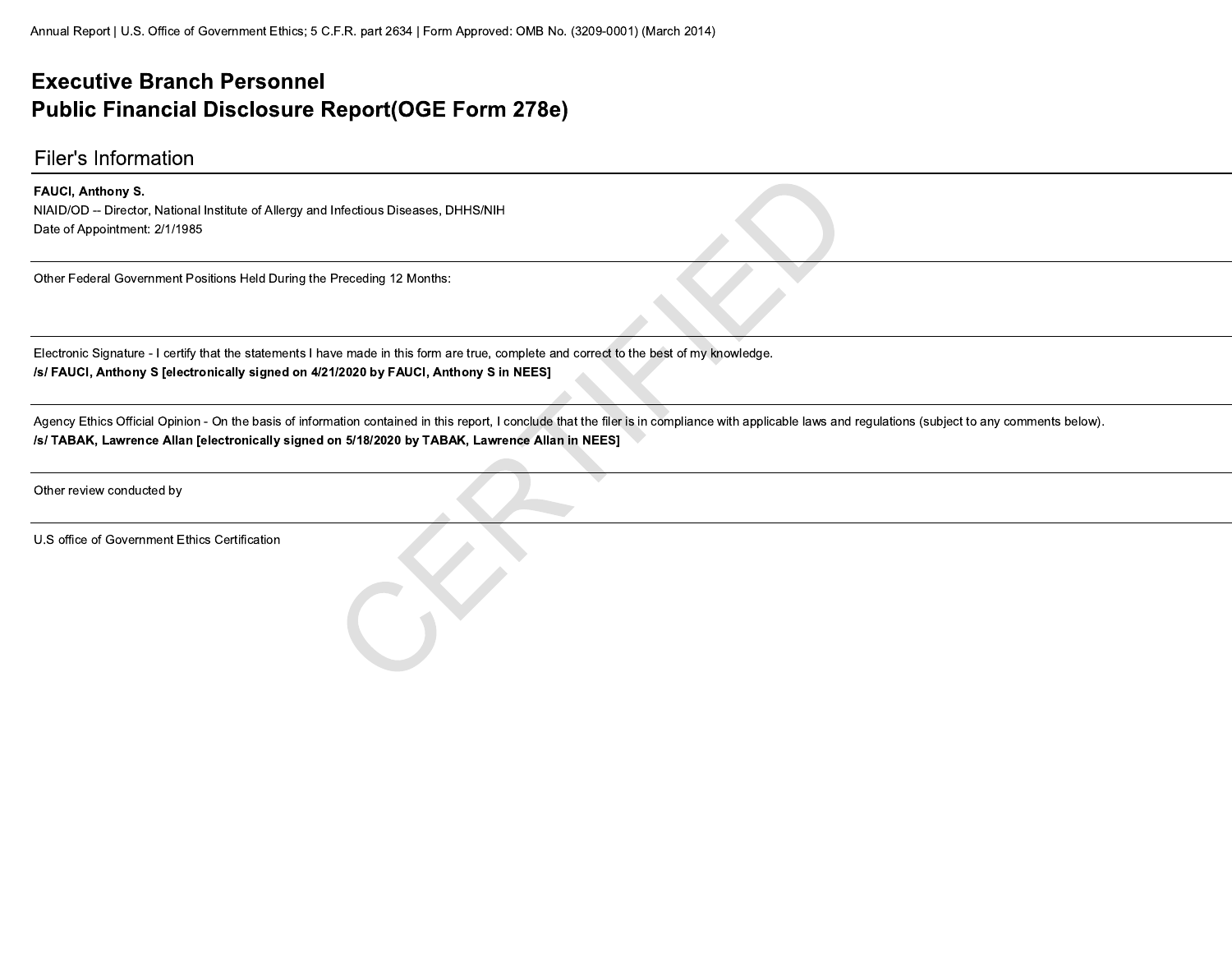Annual Report | U.S. Office of Government Ethics; 5 C.F.R. part 2634 | Form Approved: OMB No. (3209-0001) (March 2014)

# Executive Branch Personnel
# Public Financial Disclosure Report(OGE Form 278e)

## Filer's Information

**FAUCI, Anthony S.**
NIAID/OD -- Director, National Institute of Allergy and Infectious Diseases, DHHS/NIH
Date of Appointment: 2/1/1985

Other Federal Government Positions Held During the Preceding 12 Months:

Electronic Signature - I certify that the statements I have made in this form are true, complete and correct to the best of my knowledge.
**/s/ FAUCI, Anthony S [electronically signed on 4/21/2020 by FAUCI, Anthony S in NEES]**

Agency Ethics Official Opinion - On the basis of information contained in this report, I conclude that the filer is in compliance with applicable laws and regulations (subject to any comments below).
**/s/ TABAK, Lawrence Allan [electronically signed on 5/18/2020 by TABAK, Lawrence Allan in NEES]**

Other review conducted by

U.S office of Government Ethics Certification

CERTIFIED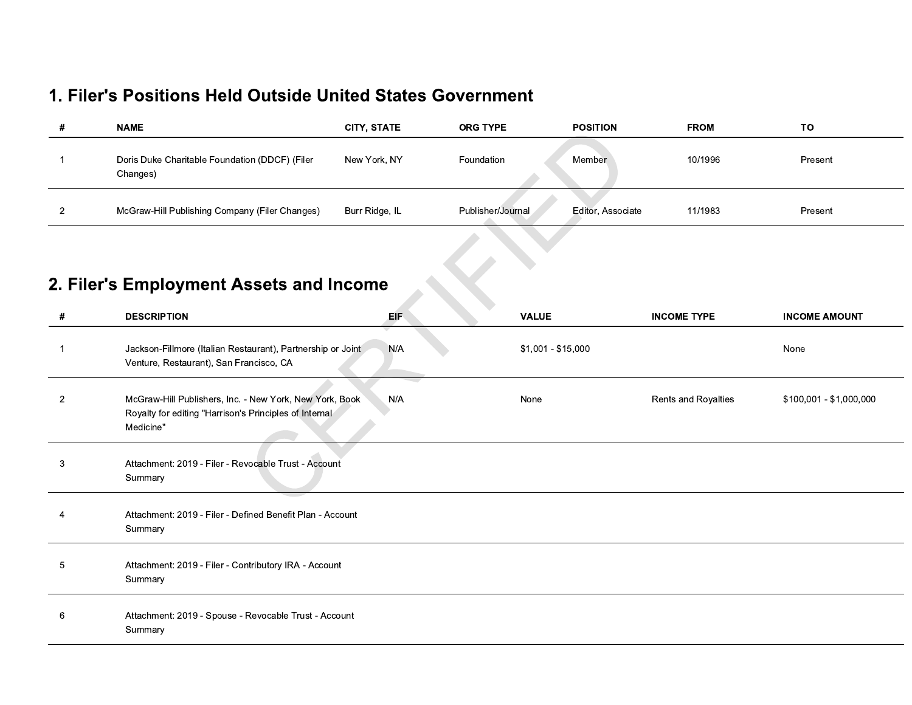## 1. Filer's Positions Held Outside United States Government

| # | NAME | CITY, STATE | ORG TYPE | POSITION | FROM | TO |
|---|---|---|---|---|---|---|
| 1 | Doris Duke Charitable Foundation (DDCF) (Filer Changes) | New York, NY | Foundation | Member | 10/1996 | Present |
| 2 | McGraw-Hill Publishing Company (Filer Changes) | Burr Ridge, IL | Publisher/Journal | Editor, Associate | 11/1983 | Present |

## 2. Filer's Employment Assets and Income

| # | DESCRIPTION | EIF | VALUE | INCOME TYPE | INCOME AMOUNT |
|---|---|---|---|---|---|
| 1 | Jackson-Fillmore (Italian Restaurant), Partnership or Joint Venture, Restaurant), San Francisco, CA | N/A | $1,001 - $15,000 | | None |
| 2 | McGraw-Hill Publishers, Inc. - New York, New York, Book Royalty for editing "Harrison's Principles of Internal Medicine" | N/A | None | Rents and Royalties | $100,001 - $1,000,000 |
| 3 | Attachment: 2019 - Filer - Revocable Trust - Account Summary | | | | |
| 4 | Attachment: 2019 - Filer - Defined Benefit Plan - Account Summary | | | | |
| 5 | Attachment: 2019 - Filer - Contributory IRA - Account Summary | | | | |
| 6 | Attachment: 2019 - Spouse - Revocable Trust - Account Summary | | | | |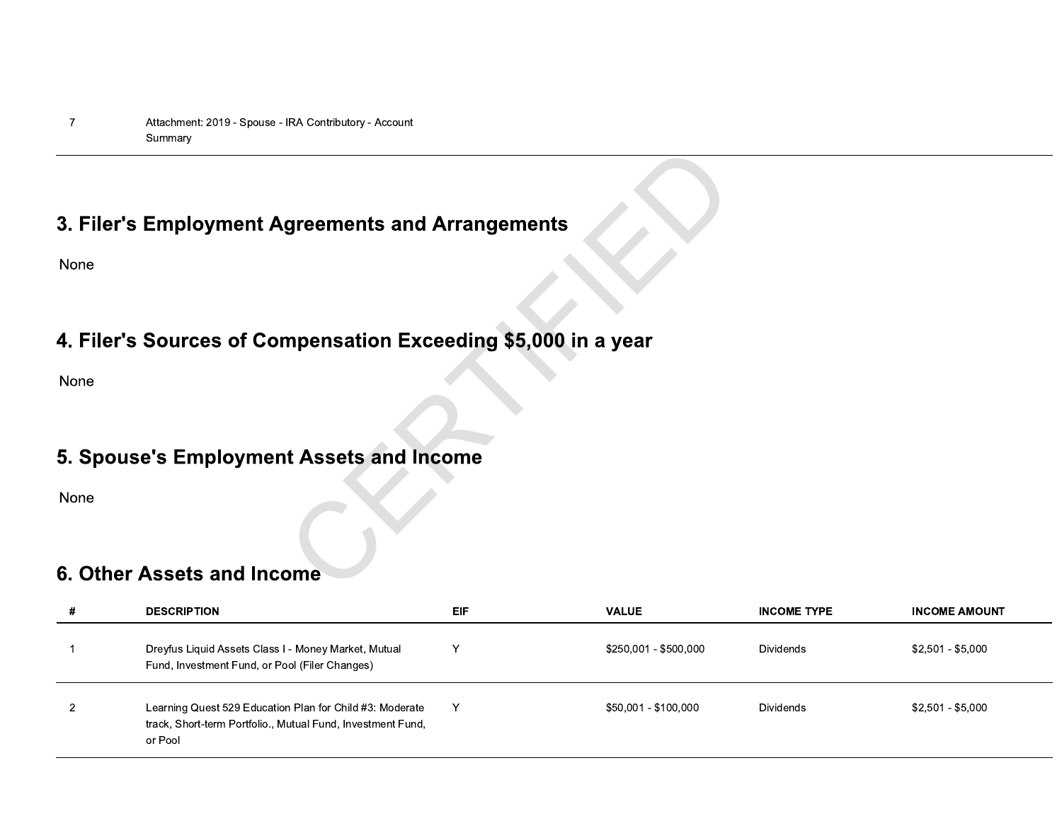| # | DESCRIPTION |
|---|---|
| 7 | Attachment: 2019 - Spouse - IRA Contributory - Account Summary |

## 3. Filer's Employment Agreements and Arrangements

None

## 4. Filer's Sources of Compensation Exceeding $5,000 in a year

None

## 5. Spouse's Employment Assets and Income

None

## 6. Other Assets and Income

| # | DESCRIPTION | EIF | VALUE | INCOME TYPE | INCOME AMOUNT |
|---|---|---|---|---|---|
| 1 | Dreyfus Liquid Assets Class I - Money Market, Mutual Fund, Investment Fund, or Pool (Filer Changes) | Y | $250,001 - $500,000 | Dividends | $2,501 - $5,000 |
| 2 | Learning Quest 529 Education Plan for Child #3: Moderate track, Short-term Portfolio., Mutual Fund, Investment Fund, or Pool | Y | $50,001 - $100,000 | Dividends | $2,501 - $5,000 |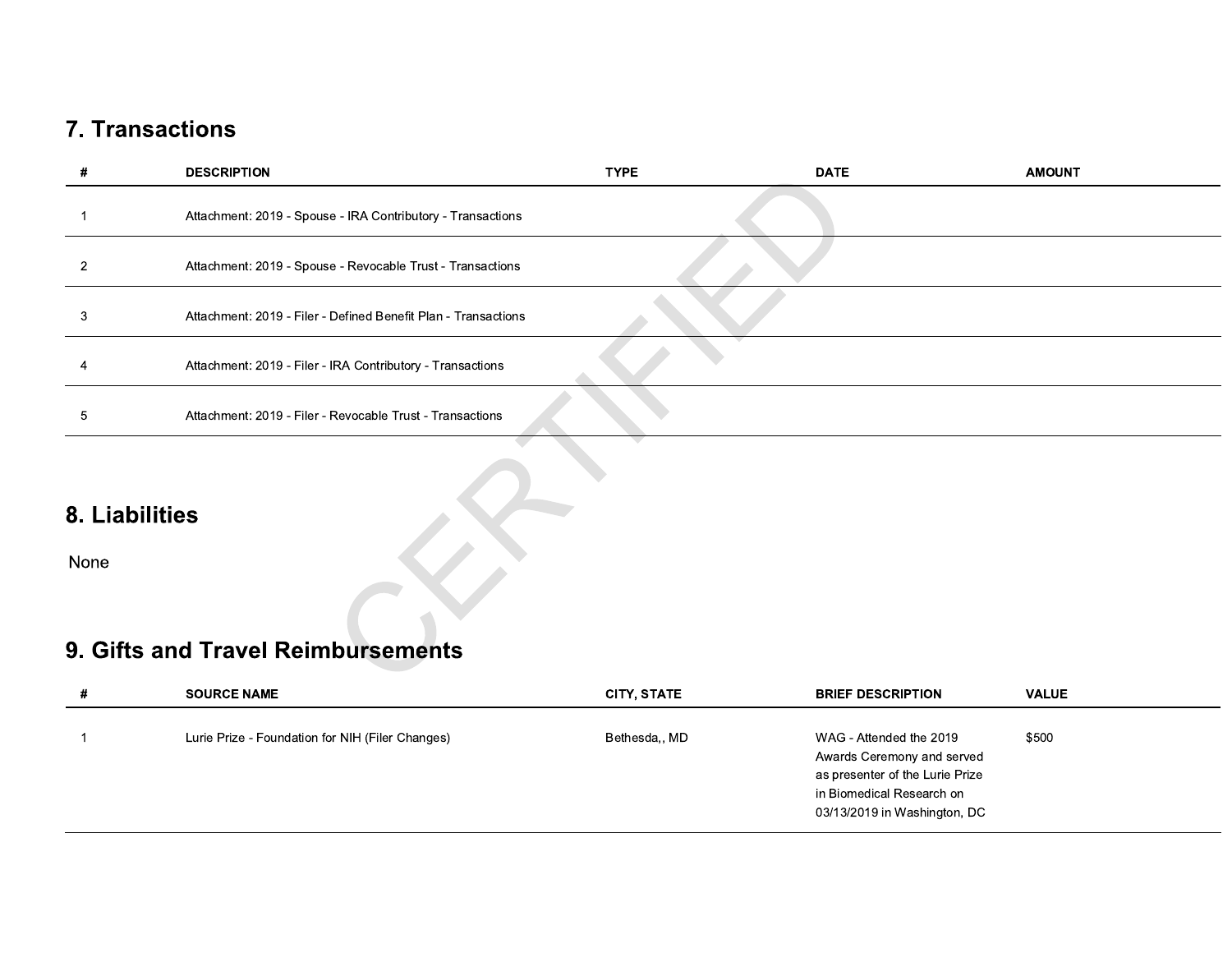## 7. Transactions

| # | DESCRIPTION | TYPE | DATE | AMOUNT |
|---|---|---|---|---|
| 1 | Attachment: 2019 - Spouse - IRA Contributory - Transactions | | | |
| 2 | Attachment: 2019 - Spouse - Revocable Trust - Transactions | | | |
| 3 | Attachment: 2019 - Filer - Defined Benefit Plan - Transactions | | | |
| 4 | Attachment: 2019 - Filer - IRA Contributory - Transactions | | | |
| 5 | Attachment: 2019 - Filer - Revocable Trust - Transactions | | | |

## 8. Liabilities

None

## 9. Gifts and Travel Reimbursements

| # | SOURCE NAME | CITY, STATE | BRIEF DESCRIPTION | VALUE |
|---|---|---|---|---|
| 1 | Lurie Prize - Foundation for NIH (Filer Changes) | Bethesda,, MD | WAG - Attended the 2019 Awards Ceremony and served as presenter of the Lurie Prize in Biomedical Research on 03/13/2019 in Washington, DC | $500 |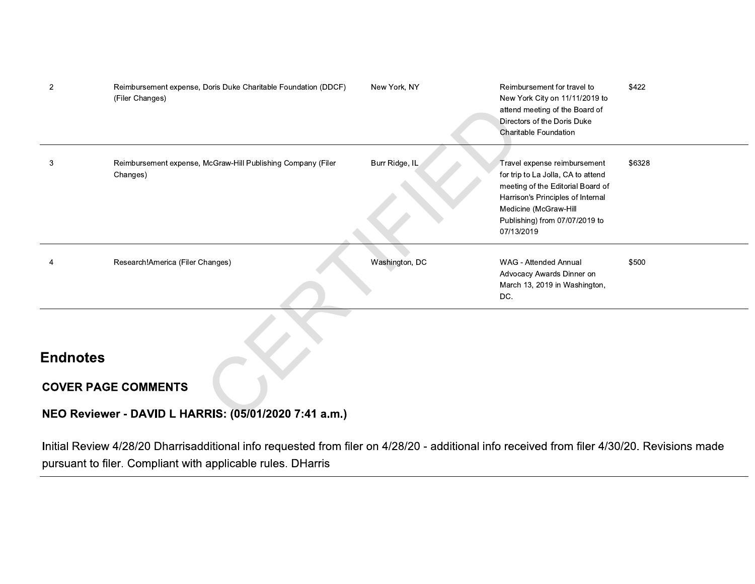| | | | | |
|---|---|---|---|---|
| 2 | Reimbursement expense, Doris Duke Charitable Foundation (DDCF) (Filer Changes) | New York, NY | Reimbursement for travel to New York City on 11/11/2019 to attend meeting of the Board of Directors of the Doris Duke Charitable Foundation | $422 |
| 3 | Reimbursement expense, McGraw-Hill Publishing Company (Filer Changes) | Burr Ridge, IL | Travel expense reimbursement for trip to La Jolla, CA to attend meeting of the Editorial Board of Harrison's Principles of Internal Medicine (McGraw-Hill Publishing) from 07/07/2019 to 07/13/2019 | $6328 |
| 4 | Research!America (Filer Changes) | Washington, DC | WAG - Attended Annual Advocacy Awards Dinner on March 13, 2019 in Washington, DC. | $500 |

# Endnotes

### COVER PAGE COMMENTS

### NEO Reviewer - DAVID L HARRIS: (05/01/2020 7:41 a.m.)

Initial Review 4/28/20 Dharrisadditional info requested from filer on 4/28/20 - additional info received from filer 4/30/20. Revisions made pursuant to filer. Compliant with applicable rules. DHarris